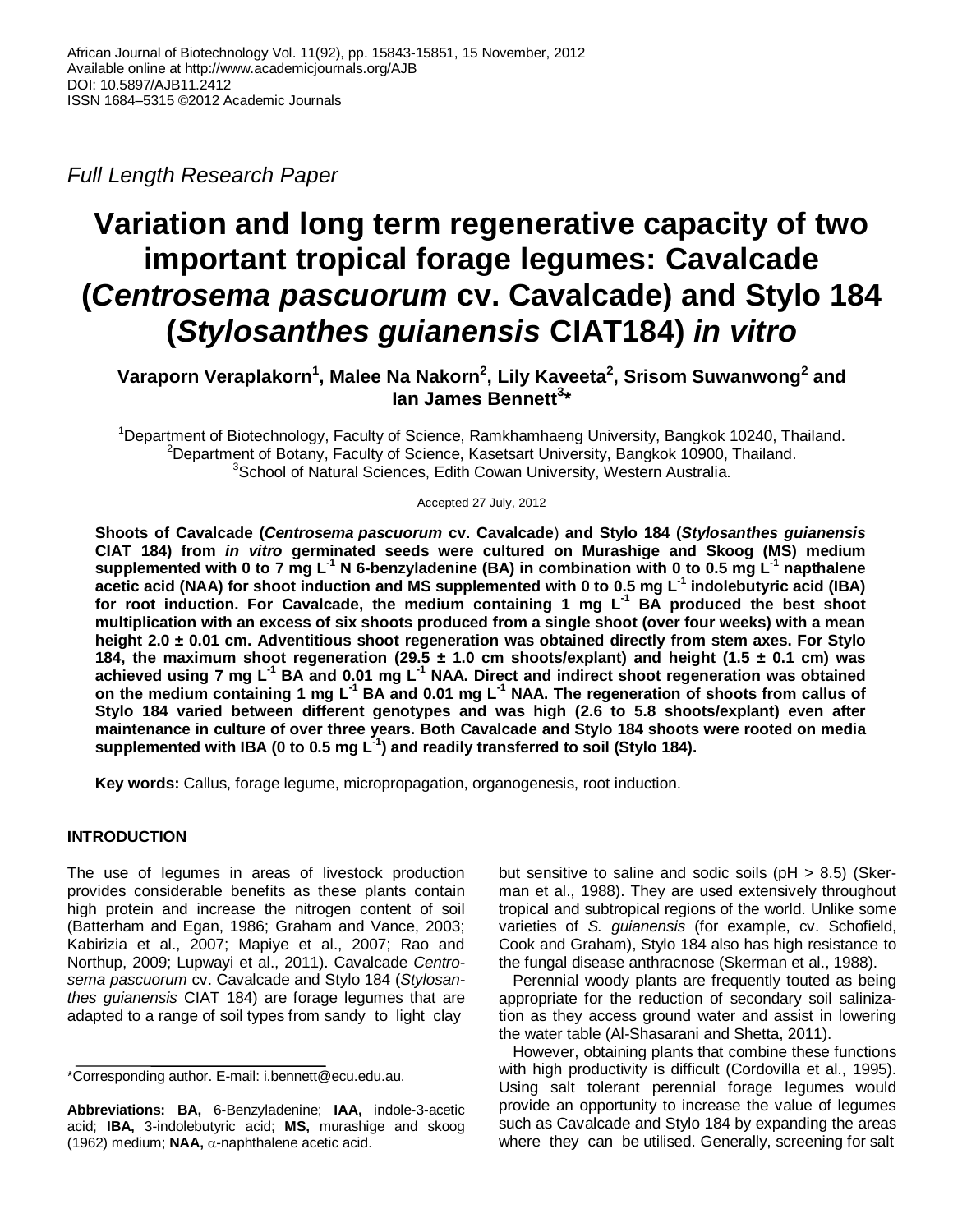African Journal of Biotechnology Vol. 11(92), pp. 15843-15851, 15 November, 2012
Available online at http://www.academicjournals.org/AJB
DOI: 10.5897/AJB11.2412
ISSN 1684–5315 ©2012 Academic Journals

*Full Length Research Paper*

# Variation and long term regenerative capacity of two important tropical forage legumes: Cavalcade (*Centrosema pascuorum* cv. Cavalcade) and Stylo 184 (*Stylosanthes guianensis* CIAT184) *in vitro*

**Varaporn Veraplakorn[1], Malee Na Nakorn[2], Lily Kaveeta[2], Srisom Suwanwong[2] and Ian James Bennett[3]***

[1]Department of Biotechnology, Faculty of Science, Ramkhamhaeng University, Bangkok 10240, Thailand.
[2]Department of Botany, Faculty of Science, Kasetsart University, Bangkok 10900, Thailand.
[3]School of Natural Sciences, Edith Cowan University, Western Australia.

Accepted 27 July, 2012

**Shoots of Cavalcade (*Centrosema pascuorum* cv. Cavalcade) and Stylo 184 (*Stylosanthes guianensis* CIAT 184) from *in vitro* germinated seeds were cultured on Murashige and Skoog (MS) medium supplemented with 0 to 7 mg $L^{-1}$ N 6-benzyladenine (BA) in combination with 0 to 0.5 mg $L^{-1}$ napthalene acetic acid (NAA) for shoot induction and MS supplemented with 0 to 0.5 mg $L^{-1}$ indolebutyric acid (IBA) for root induction. For Cavalcade, the medium containing 1 mg $L^{-1}$ BA produced the best shoot multiplication with an excess of six shoots produced from a single shoot (over four weeks) with a mean height 2.0 ± 0.01 cm. Adventitious shoot regeneration was obtained directly from stem axes. For Stylo 184, the maximum shoot regeneration (29.5 ± 1.0 cm shoots/explant) and height (1.5 ± 0.1 cm) was achieved using 7 mg $L^{-1}$ BA and 0.01 mg $L^{-1}$ NAA. Direct and indirect shoot regeneration was obtained on the medium containing 1 mg $L^{-1}$ BA and 0.01 mg $L^{-1}$ NAA. The regeneration of shoots from callus of Stylo 184 varied between different genotypes and was high (2.6 to 5.8 shoots/explant) even after maintenance in culture of over three years. Both Cavalcade and Stylo 184 shoots were rooted on media supplemented with IBA (0 to 0.5 mg $L^{-1}$) and readily transferred to soil (Stylo 184).**

**Key words:** Callus, forage legume, micropropagation, organogenesis, root induction.

## INTRODUCTION

The use of legumes in areas of livestock production provides considerable benefits as these plants contain high protein and increase the nitrogen content of soil (Batterham and Egan, 1986; Graham and Vance, 2003; Kabirizia et al., 2007; Mapiye et al., 2007; Rao and Northup, 2009; Lupwayi et al., 2011). Cavalcade *Centrosema pascuorum* cv. Cavalcade and Stylo 184 (*Stylosanthes guianensis* CIAT 184) are forage legumes that are adapted to a range of soil types from sandy to light clay but sensitive to saline and sodic soils (pH > 8.5) (Skerman et al., 1988). They are used extensively throughout tropical and subtropical regions of the world. Unlike some varieties of *S. guianensis* (for example, cv. Schofield, Cook and Graham), Stylo 184 also has high resistance to the fungal disease anthracnose (Skerman et al., 1988).

Perennial woody plants are frequently touted as being appropriate for the reduction of secondary soil salinization as they access ground water and assist in lowering the water table (Al-Shasarani and Shetta, 2011).

However, obtaining plants that combine these functions with high productivity is difficult (Cordovilla et al., 1995). Using salt tolerant perennial forage legumes would provide an opportunity to increase the value of legumes such as Cavalcade and Stylo 184 by expanding the areas where they can be utilised. Generally, screening for salt

*Corresponding author. E-mail: i.bennett@ecu.edu.au.

**Abbreviations: BA,** 6-Benzyladenine; **IAA,** indole-3-acetic acid; **IBA,** 3-indolebutyric acid; **MS,** murashige and skoog (1962) medium; **NAA,** α-naphthalene acetic acid.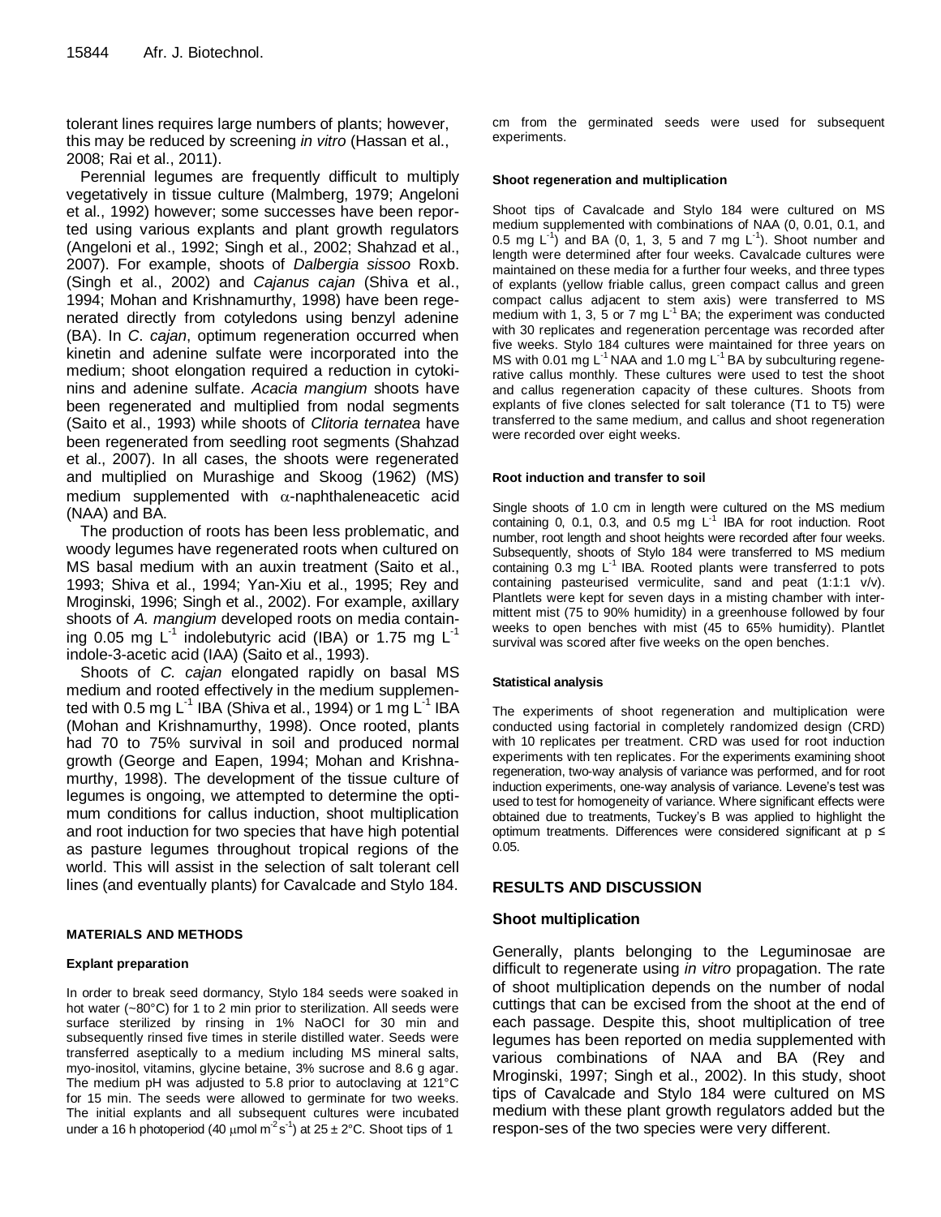tolerant lines requires large numbers of plants; however, this may be reduced by screening *in vitro* (Hassan et al., 2008; Rai et al., 2011).

Perennial legumes are frequently difficult to multiply vegetatively in tissue culture (Malmberg, 1979; Angeloni et al., 1992) however; some successes have been reported using various explants and plant growth regulators (Angeloni et al., 1992; Singh et al., 2002; Shahzad et al., 2007). For example, shoots of *Dalbergia sissoo* Roxb. (Singh et al., 2002) and *Cajanus cajan* (Shiva et al., 1994; Mohan and Krishnamurthy, 1998) have been regenerated directly from cotyledons using benzyl adenine (BA). In *C. cajan*, optimum regeneration occurred when kinetin and adenine sulfate were incorporated into the medium; shoot elongation required a reduction in cytokinins and adenine sulfate. *Acacia mangium* shoots have been regenerated and multiplied from nodal segments (Saito et al., 1993) while shoots of *Clitoria ternatea* have been regenerated from seedling root segments (Shahzad et al., 2007). In all cases, the shoots were regenerated and multiplied on Murashige and Skoog (1962) (MS) medium supplemented with $\alpha$-naphthaleneacetic acid (NAA) and BA.

The production of roots has been less problematic, and woody legumes have regenerated roots when cultured on MS basal medium with an auxin treatment (Saito et al., 1993; Shiva et al., 1994; Yan-Xiu et al., 1995; Rey and Mroginski, 1996; Singh et al., 2002). For example, axillary shoots of *A. mangium* developed roots on media containing 0.05 mg $L^{-1}$ indolebutyric acid (IBA) or 1.75 mg $L^{-1}$ indole-3-acetic acid (IAA) (Saito et al., 1993).

Shoots of *C. cajan* elongated rapidly on basal MS medium and rooted effectively in the medium supplemented with 0.5 mg $L^{-1}$ IBA (Shiva et al., 1994) or 1 mg $L^{-1}$ IBA (Mohan and Krishnamurthy, 1998). Once rooted, plants had 70 to 75% survival in soil and produced normal growth (George and Eapen, 1994; Mohan and Krishnamurthy, 1998). The development of the tissue culture of legumes is ongoing, we attempted to determine the optimum conditions for callus induction, shoot multiplication and root induction for two species that have high potential as pasture legumes throughout tropical regions of the world. This will assist in the selection of salt tolerant cell lines (and eventually plants) for Cavalcade and Stylo 184.

## MATERIALS AND METHODS

### Explant preparation

In order to break seed dormancy, Stylo 184 seeds were soaked in hot water (~80°C) for 1 to 2 min prior to sterilization. All seeds were surface sterilized by rinsing in 1% NaOCl for 30 min and subsequently rinsed five times in sterile distilled water. Seeds were transferred aseptically to a medium including MS mineral salts, myo-inositol, vitamins, glycine betaine, 3% sucrose and 8.6 g agar. The medium pH was adjusted to 5.8 prior to autoclaving at 121°C for 15 min. The seeds were allowed to germinate for two weeks. The initial explants and all subsequent cultures were incubated under a 16 h photoperiod (40 $\mu$mol $m^{-2}s^{-1}$) at 25 ± 2°C. Shoot tips of 1 cm from the germinated seeds were used for subsequent experiments.

### Shoot regeneration and multiplication

Shoot tips of Cavalcade and Stylo 184 were cultured on MS medium supplemented with combinations of NAA (0, 0.01, 0.1, and 0.5 mg $L^{-1}$) and BA (0, 1, 3, 5 and 7 mg $L^{-1}$). Shoot number and length were determined after four weeks. Cavalcade cultures were maintained on these media for a further four weeks, and three types of explants (yellow friable callus, green compact callus and green compact callus adjacent to stem axis) were transferred to MS medium with 1, 3, 5 or 7 mg $L^{-1}$ BA; the experiment was conducted with 30 replicates and regeneration percentage was recorded after five weeks. Stylo 184 cultures were maintained for three years on MS with 0.01 mg $L^{-1}$ NAA and 1.0 mg $L^{-1}$ BA by subculturing regenerative callus monthly. These cultures were used to test the shoot and callus regeneration capacity of these cultures. Shoots from explants of five clones selected for salt tolerance (T1 to T5) were transferred to the same medium, and callus and shoot regeneration were recorded over eight weeks.

### Root induction and transfer to soil

Single shoots of 1.0 cm in length were cultured on the MS medium containing 0, 0.1, 0.3, and 0.5 mg $L^{-1}$ IBA for root induction. Root number, root length and shoot heights were recorded after four weeks. Subsequently, shoots of Stylo 184 were transferred to MS medium containing 0.3 mg $L^{-1}$ IBA. Rooted plants were transferred to pots containing pasteurised vermiculite, sand and peat (1:1:1 v/v). Plantlets were kept for seven days in a misting chamber with intermittent mist (75 to 90% humidity) in a greenhouse followed by four weeks to open benches with mist (45 to 65% humidity). Plantlet survival was scored after five weeks on the open benches.

### Statistical analysis

The experiments of shoot regeneration and multiplication were conducted using factorial in completely randomized design (CRD) with 10 replicates per treatment. CRD was used for root induction experiments with ten replicates. For the experiments examining shoot regeneration, two-way analysis of variance was performed, and for root induction experiments, one-way analysis of variance. Levene's test was used to test for homogeneity of variance. Where significant effects were obtained due to treatments, Tuckey's B was applied to highlight the optimum treatments. Differences were considered significant at $p \leq 0.05$.

## RESULTS AND DISCUSSION

### Shoot multiplication

Generally, plants belonging to the Leguminosae are difficult to regenerate using *in vitro* propagation. The rate of shoot multiplication depends on the number of nodal cuttings that can be excised from the shoot at the end of each passage. Despite this, shoot multiplication of tree legumes has been reported on media supplemented with various combinations of NAA and BA (Rey and Mroginski, 1997; Singh et al., 2002). In this study, shoot tips of Cavalcade and Stylo 184 were cultured on MS medium with these plant growth regulators added but the respon-ses of the two species were very different.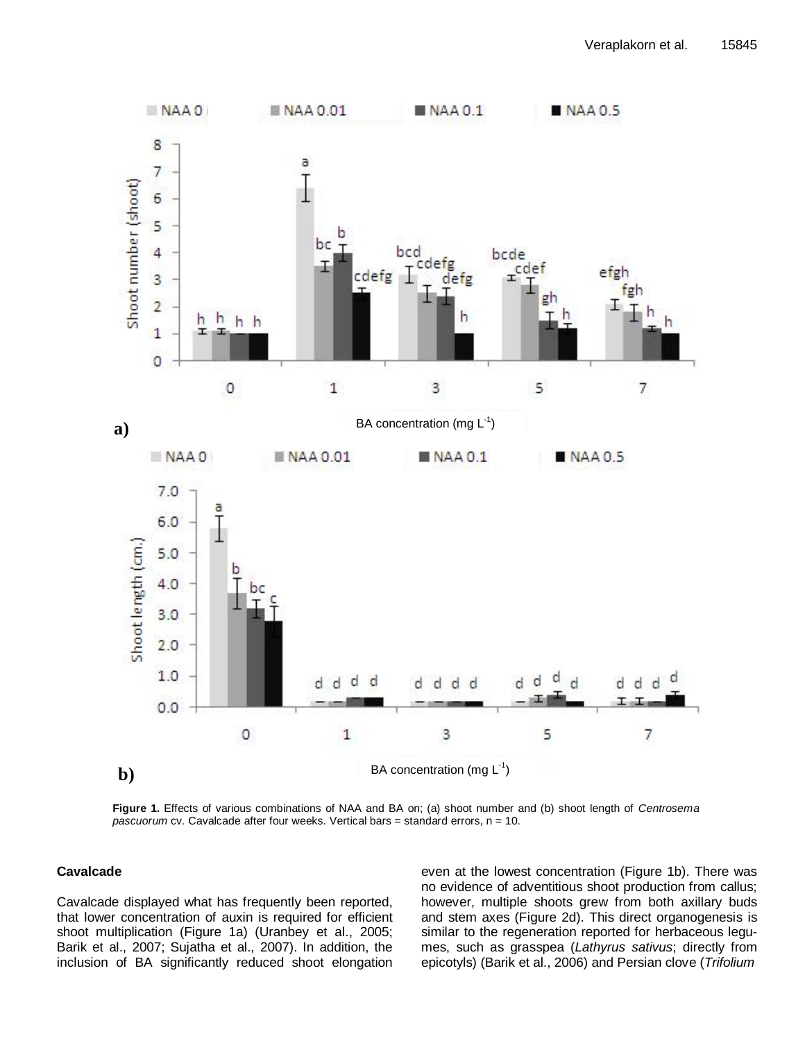NAA 0
NAA 0.01
NAA 0.1
NAA 0.5

Shoot number (shoot)

8
7
6
5
4
3
2
1
0

a
bc
b
cdefg
bcd
cdefg
defg
h
bcde
cdef
gh
h
efgh
fgh
h
h
h h h h

0
1
3
5
7

**a)**

BA concentration (mg L$^{-1}$)

NAA 0
NAA 0.01
NAA 0.1
NAA 0.5

Shoot length (cm.)

7.0
6.0
5.0
4.0
3.0
2.0
1.0
0.0

a
b
bc
c
d d d d
d d d d
d d d d
d d d d

0
1
3
5
7

**b)**

BA concentration (mg L$^{-1}$)

**Figure 1.** Effects of various combinations of NAA and BA on; (a) shoot number and (b) shoot length of *Centrosema pascuorum* cv. Cavalcade after four weeks. Vertical bars = standard errors, n = 10.

### Cavalcade

Cavalcade displayed what has frequently been reported, that lower concentration of auxin is required for efficient shoot multiplication (Figure 1a) (Uranbey et al., 2005; Barik et al., 2007; Sujatha et al., 2007). In addition, the inclusion of BA significantly reduced shoot elongation even at the lowest concentration (Figure 1b). There was no evidence of adventitious shoot production from callus; however, multiple shoots grew from both axillary buds and stem axes (Figure 2d). This direct organogenesis is similar to the regeneration reported for herbaceous legumes, such as grasspea (*Lathyrus sativus*; directly from epicotyls) (Barik et al., 2006) and Persian clove (*Trifolium*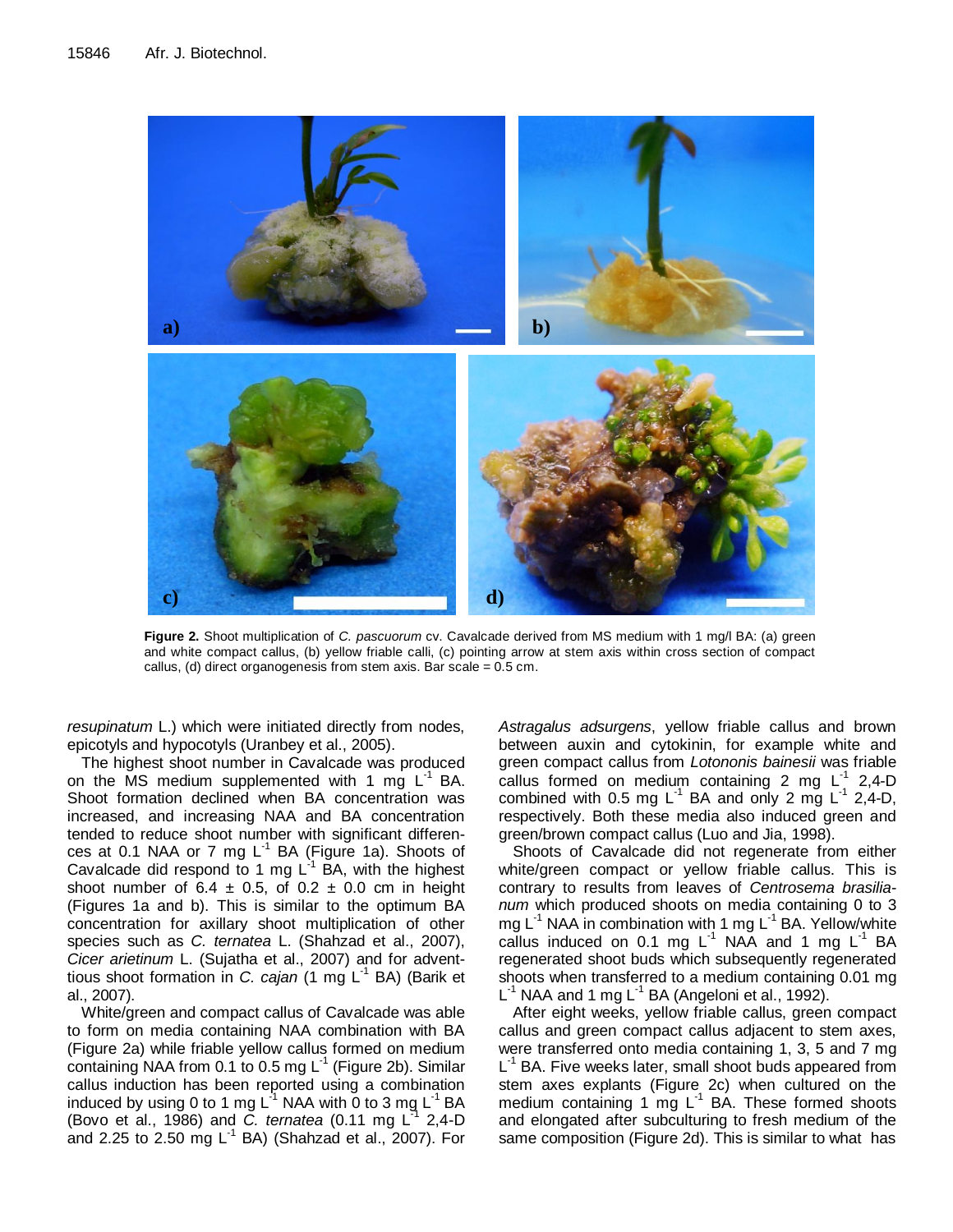**Figure 2.** Shoot multiplication of *C. pascuorum* cv. Cavalcade derived from MS medium with 1 mg/l BA: (a) green and white compact callus, (b) yellow friable calli, (c) pointing arrow at stem axis within cross section of compact callus, (d) direct organogenesis from stem axis. Bar scale = 0.5 cm.

*resupinatum* L.) which were initiated directly from nodes, epicotyls and hypocotyls (Uranbey et al., 2005).

The highest shoot number in Cavalcade was produced on the MS medium supplemented with 1 mg $L^{-1}$ BA. Shoot formation declined when BA concentration was increased, and increasing NAA and BA concentration tended to reduce shoot number with significant differences at 0.1 NAA or 7 mg $L^{-1}$ BA (Figure 1a). Shoots of Cavalcade did respond to 1 mg $L^{-1}$ BA, with the highest shoot number of 6.4 ± 0.5, of 0.2 ± 0.0 cm in height (Figures 1a and b). This is similar to the optimum BA concentration for axillary shoot multiplication of other species such as *C. ternatea* L. (Shahzad et al., 2007), *Cicer arietinum* L. (Sujatha et al., 2007) and for adventitious shoot formation in *C. cajan* (1 mg $L^{-1}$ BA) (Barik et al., 2007).

White/green and compact callus of Cavalcade was able to form on media containing NAA combination with BA (Figure 2a) while friable yellow callus formed on medium containing NAA from 0.1 to 0.5 mg $L^{-1}$ (Figure 2b). Similar callus induction has been reported using a combination induced by using 0 to 1 mg $L^{-1}$ NAA with 0 to 3 mg $L^{-1}$ BA (Bovo et al., 1986) and *C. ternatea* (0.11 mg $L^{-1}$ 2,4-D and 2.25 to 2.50 mg $L^{-1}$ BA) (Shahzad et al., 2007). For *Astragalus adsurgens*, yellow friable callus and brown between auxin and cytokinin, for example white and green compact callus from *Lotononis bainesii* was friable callus formed on medium containing 2 mg $L^{-1}$ 2,4-D combined with 0.5 mg $L^{-1}$ BA and only 2 mg $L^{-1}$ 2,4-D, respectively. Both these media also induced green and green/brown compact callus (Luo and Jia, 1998).

Shoots of Cavalcade did not regenerate from either white/green compact or yellow friable callus. This is contrary to results from leaves of *Centrosema brasilianum* which produced shoots on media containing 0 to 3 mg $L^{-1}$ NAA in combination with 1 mg $L^{-1}$ BA. Yellow/white callus induced on 0.1 mg $L^{-1}$ NAA and 1 mg $L^{-1}$ BA regenerated shoot buds which subsequently regenerated shoots when transferred to a medium containing 0.01 mg $L^{-1}$ NAA and 1 mg $L^{-1}$ BA (Angeloni et al., 1992).

After eight weeks, yellow friable callus, green compact callus and green compact callus adjacent to stem axes, were transferred onto media containing 1, 3, 5 and 7 mg $L^{-1}$ BA. Five weeks later, small shoot buds appeared from stem axes explants (Figure 2c) when cultured on the medium containing 1 mg $L^{-1}$ BA. These formed shoots and elongated after subculturing to fresh medium of the same composition (Figure 2d). This is similar to what has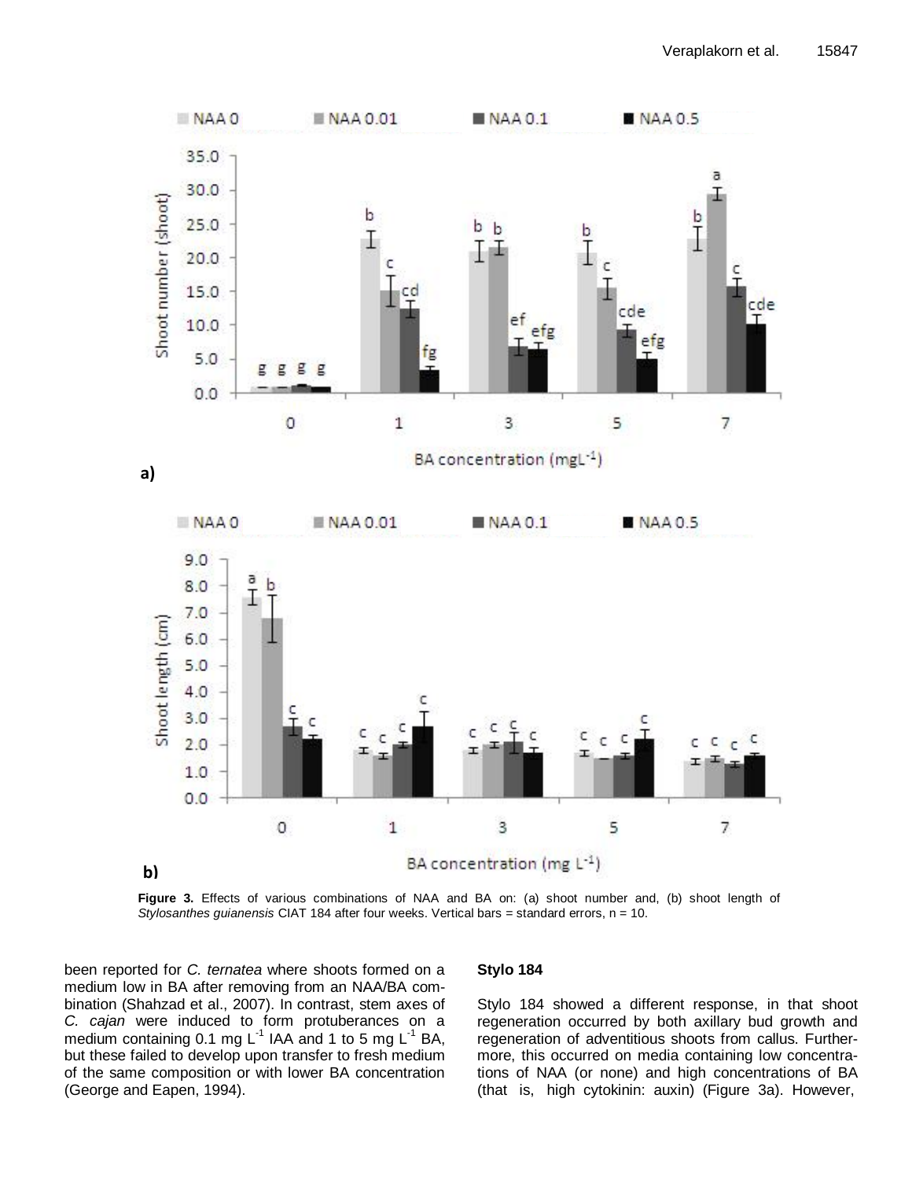NAA 0
NAA 0.01
NAA 0.1
NAA 0.5

Shoot number (shoot)

35.0
30.0
25.0
20.0
15.0
10.0
5.0
0.0

g g g g
b c cd fg
b b ef efg
b c cde efg
b a c cde

0 1 3 5 7

BA concentration (mgL$^{-1}$)

**a)**

NAA 0
NAA 0.01
NAA 0.1
NAA 0.5

Shoot length (cm)

9.0
8.0
7.0
6.0
5.0
4.0
3.0
2.0
1.0
0.0

a b c c
c c c c
c c c c
c c c c
c c c c

0 1 3 5 7

BA concentration (mg L$^{-1}$)

**b)**

**Figure 3.** Effects of various combinations of NAA and BA on: (a) shoot number and, (b) shoot length of *Stylosanthes guianensis* CIAT 184 after four weeks. Vertical bars = standard errors, n = 10.

been reported for *C. ternatea* where shoots formed on a medium low in BA after removing from an NAA/BA combination (Shahzad et al., 2007). In contrast, stem axes of *C. cajan* were induced to form protuberances on a medium containing 0.1 mg L$^{-1}$ IAA and 1 to 5 mg L$^{-1}$ BA, but these failed to develop upon transfer to fresh medium of the same composition or with lower BA concentration (George and Eapen, 1994).

### Stylo 184

Stylo 184 showed a different response, in that shoot regeneration occurred by both axillary bud growth and regeneration of adventitious shoots from callus. Furthermore, this occurred on media containing low concentrations of NAA (or none) and high concentrations of BA (that is, high cytokinin: auxin) (Figure 3a). However,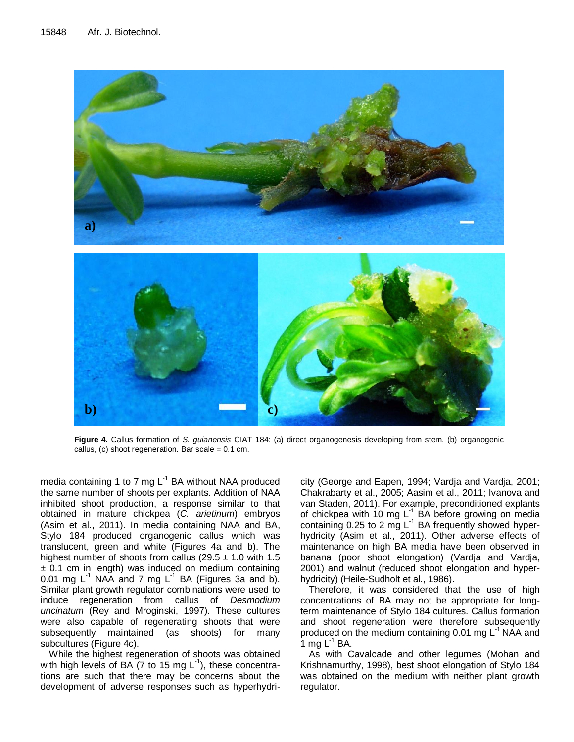**Figure 4.** Callus formation of *S. guianensis* CIAT 184: (a) direct organogenesis developing from stem, (b) organogenic callus, (c) shoot regeneration. Bar scale = 0.1 cm.

media containing 1 to 7 mg $L^{-1}$ BA without NAA produced the same number of shoots per explants. Addition of NAA inhibited shoot production, a response similar to that obtained in mature chickpea (*C. arietinum*) embryos (Asim et al., 2011). In media containing NAA and BA, Stylo 184 produced organogenic callus which was translucent, green and white (Figures 4a and b). The highest number of shoots from callus (29.5 ± 1.0 with 1.5 ± 0.1 cm in length) was induced on medium containing 0.01 mg $L^{-1}$ NAA and 7 mg $L^{-1}$ BA (Figures 3a and b). Similar plant growth regulator combinations were used to induce regeneration from callus of *Desmodium uncinatum* (Rey and Mroginski, 1997). These cultures were also capable of regenerating shoots that were subsequently maintained (as shoots) for many subcultures (Figure 4c).

While the highest regeneration of shoots was obtained with high levels of BA (7 to 15 mg $L^{-1}$), these concentrations are such that there may be concerns about the development of adverse responses such as hyperhydricity (George and Eapen, 1994; Vardja and Vardja, 2001; Chakrabarty et al., 2005; Aasim et al., 2011; Ivanova and van Staden, 2011). For example, preconditioned explants of chickpea with 10 mg $L^{-1}$ BA before growing on media containing 0.25 to 2 mg $L^{-1}$ BA frequently showed hyperhydricity (Asim et al., 2011). Other adverse effects of maintenance on high BA media have been observed in banana (poor shoot elongation) (Vardja and Vardja, 2001) and walnut (reduced shoot elongation and hyperhydricity) (Heile-Sudholt et al., 1986).

Therefore, it was considered that the use of high concentrations of BA may not be appropriate for long-term maintenance of Stylo 184 cultures. Callus formation and shoot regeneration were therefore subsequently produced on the medium containing 0.01 mg $L^{-1}$ NAA and 1 mg $L^{-1}$ BA.

As with Cavalcade and other legumes (Mohan and Krishnamurthy, 1998), best shoot elongation of Stylo 184 was obtained on the medium with neither plant growth regulator.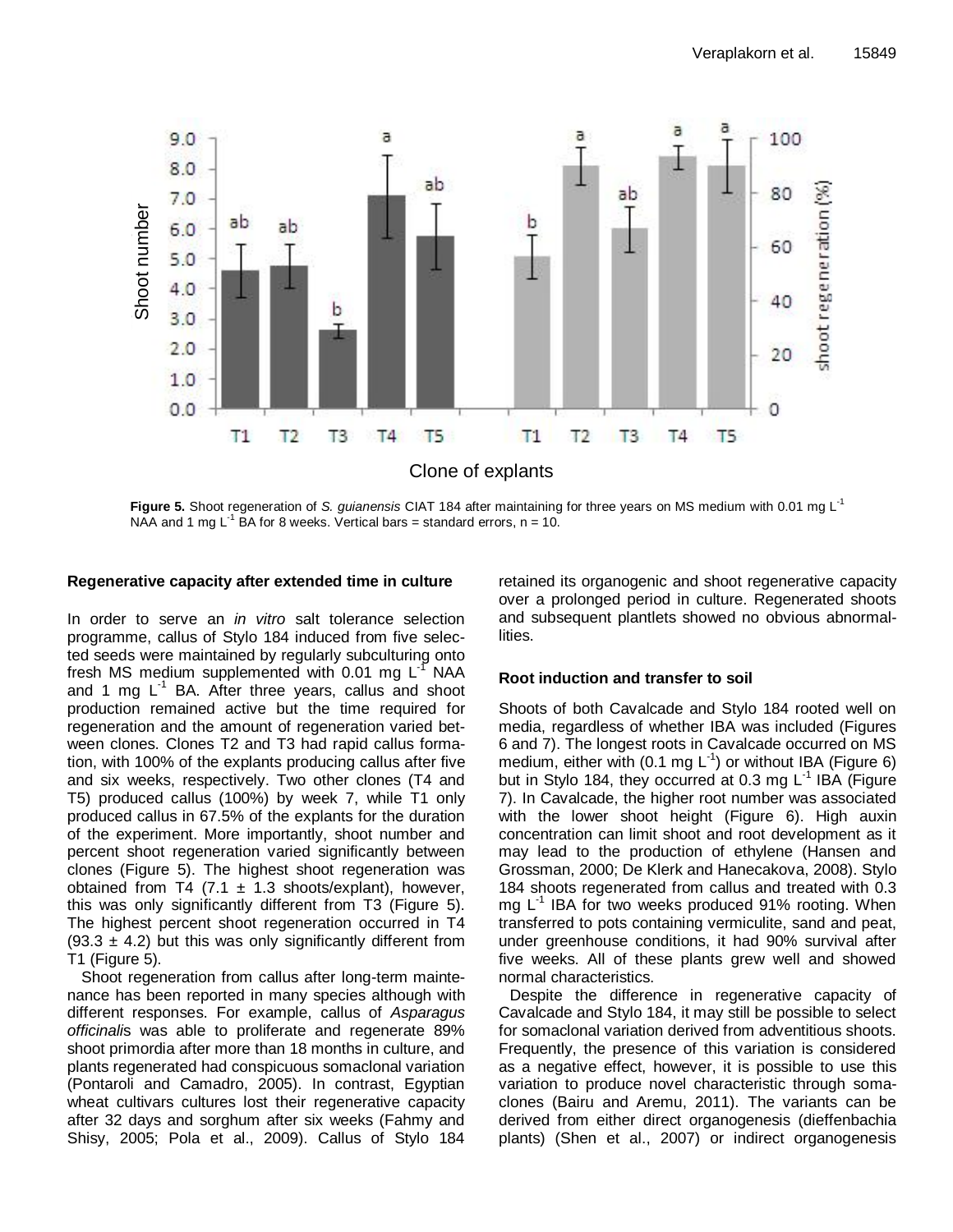Figure 5. Shoot regeneration of *S. guianensis* CIAT 184 after maintaining for three years on MS medium with 0.01 mg $L^{-1}$ NAA and 1 mg $L^{-1}$ BA for 8 weeks. Vertical bars = standard errors, n = 10.

### Regenerative capacity after extended time in culture

In order to serve an *in vitro* salt tolerance selection programme, callus of Stylo 184 induced from five selected seeds were maintained by regularly subculturing onto fresh MS medium supplemented with 0.01 mg $L^{-1}$ NAA and 1 mg $L^{-1}$ BA. After three years, callus and shoot production remained active but the time required for regeneration and the amount of regeneration varied between clones. Clones T2 and T3 had rapid callus formation, with 100% of the explants producing callus after five and six weeks, respectively. Two other clones (T4 and T5) produced callus (100%) by week 7, while T1 only produced callus in 67.5% of the explants for the duration of the experiment. More importantly, shoot number and percent shoot regeneration varied significantly between clones (Figure 5). The highest shoot regeneration was obtained from T4 (7.1 ± 1.3 shoots/explant), however, this was only significantly different from T3 (Figure 5). The highest percent shoot regeneration occurred in T4 (93.3 ± 4.2) but this was only significantly different from T1 (Figure 5).

Shoot regeneration from callus after long-term maintenance has been reported in many species although with different responses. For example, callus of *Asparagus officinalis* was able to proliferate and regenerate 89% shoot primordia after more than 18 months in culture, and plants regenerated had conspicuous somaclonal variation (Pontaroli and Camadro, 2005). In contrast, Egyptian wheat cultivars cultures lost their regenerative capacity after 32 days and sorghum after six weeks (Fahmy and Shisy, 2005; Pola et al., 2009). Callus of Stylo 184 retained its organogenic and shoot regenerative capacity over a prolonged period in culture. Regenerated shoots and subsequent plantlets showed no obvious abnormalities.

### Root induction and transfer to soil

Shoots of both Cavalcade and Stylo 184 rooted well on media, regardless of whether IBA was included (Figures 6 and 7). The longest roots in Cavalcade occurred on MS medium, either with (0.1 mg $L^{-1}$) or without IBA (Figure 6) but in Stylo 184, they occurred at 0.3 mg $L^{-1}$ IBA (Figure 7). In Cavalcade, the higher root number was associated with the lower shoot height (Figure 6). High auxin concentration can limit shoot and root development as it may lead to the production of ethylene (Hansen and Grossman, 2000; De Klerk and Hanecakova, 2008). Stylo 184 shoots regenerated from callus and treated with 0.3 mg $L^{-1}$ IBA for two weeks produced 91% rooting. When transferred to pots containing vermiculite, sand and peat, under greenhouse conditions, it had 90% survival after five weeks. All of these plants grew well and showed normal characteristics.

Despite the difference in regenerative capacity of Cavalcade and Stylo 184, it may still be possible to select for somaclonal variation derived from adventitious shoots. Frequently, the presence of this variation is considered as a negative effect, however, it is possible to use this variation to produce novel characteristic through somaclones (Bairu and Aremu, 2011). The variants can be derived from either direct organogenesis (dieffenbachia plants) (Shen et al., 2007) or indirect organogenesis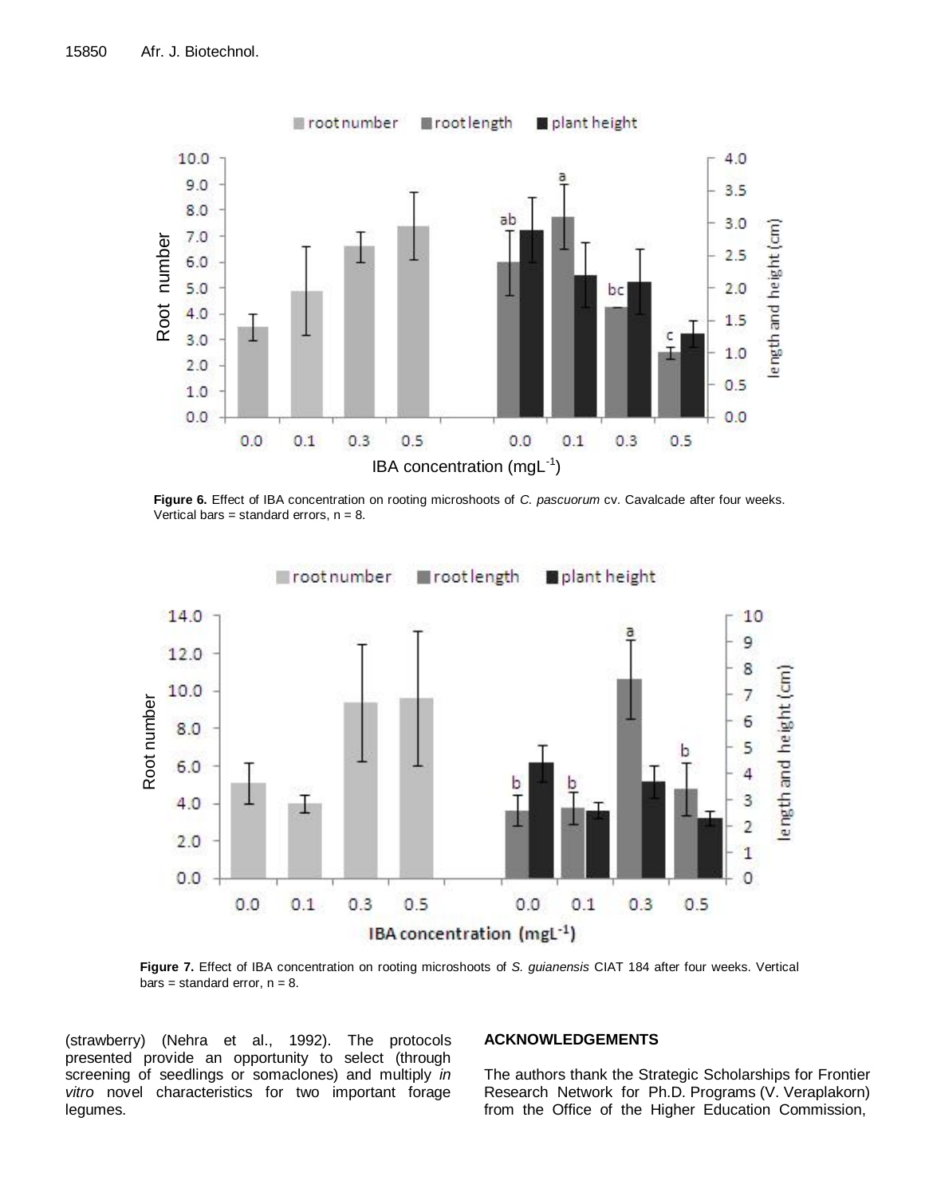root number | root length | plant height

Root number

10.0
9.0
8.0
7.0
6.0
5.0
4.0
3.0
2.0
1.0
0.0

length and height (cm)

4.0
3.5
3.0
2.5
2.0
1.5
1.0
0.5
0.0

ab a bc c

0.0 0.1 0.3 0.5 0.0 0.1 0.3 0.5

IBA concentration (mgL$^{-1}$)

**Figure 6.** Effect of IBA concentration on rooting microshoots of *C. pascuorum* cv. Cavalcade after four weeks. Vertical bars = standard errors, n = 8.

root number | root length | plant height

Root number

14.0
12.0
10.0
8.0
6.0
4.0
2.0
0.0

length and height (cm)

10
9
8
7
6
5
4
3
2
1
0

b b a b

0.0 0.1 0.3 0.5 0.0 0.1 0.3 0.5

IBA concentration (mgL$^{-1}$)

**Figure 7.** Effect of IBA concentration on rooting microshoots of *S. guianensis* CIAT 184 after four weeks. Vertical bars = standard error, n = 8.

(strawberry) (Nehra et al., 1992). The protocols presented provide an opportunity to select (through screening of seedlings or somaclones) and multiply *in vitro* novel characteristics for two important forage legumes.

## ACKNOWLEDGEMENTS

The authors thank the Strategic Scholarships for Frontier Research Network for Ph.D. Programs (V. Veraplakorn) from the Office of the Higher Education Commission,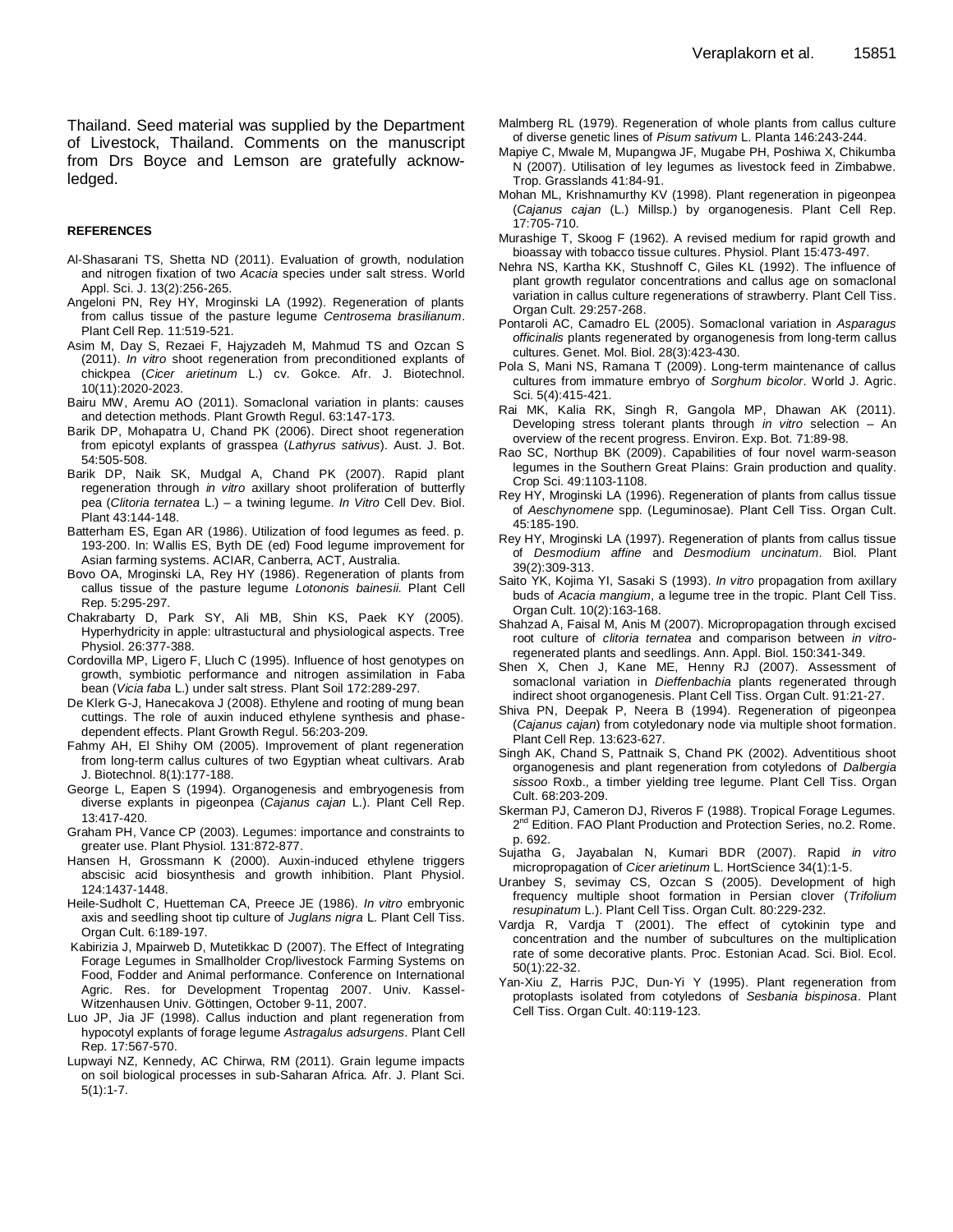Thailand. Seed material was supplied by the Department of Livestock, Thailand. Comments on the manuscript from Drs Boyce and Lemson are gratefully acknowledged.

## REFERENCES

Al-Shasarani TS, Shetta ND (2011). Evaluation of growth, nodulation and nitrogen fixation of two *Acacia* species under salt stress. World Appl. Sci. J. 13(2):256-265.

Angeloni PN, Rey HY, Mroginski LA (1992). Regeneration of plants from callus tissue of the pasture legume *Centrosema brasilianum*. Plant Cell Rep. 11:519-521.

Asim M, Day S, Rezaei F, Hajyzadeh M, Mahmud TS and Ozcan S (2011). *In vitro* shoot regeneration from preconditioned explants of chickpea (*Cicer arietinum* L.) cv. Gokce. Afr. J. Biotechnol. 10(11):2020-2023.

Bairu MW, Aremu AO (2011). Somaclonal variation in plants: causes and detection methods. Plant Growth Regul. 63:147-173.

Barik DP, Mohapatra U, Chand PK (2006). Direct shoot regeneration from epicotyl explants of grasspea (*Lathyrus sativus*). Aust. J. Bot. 54:505-508.

Barik DP, Naik SK, Mudgal A, Chand PK (2007). Rapid plant regeneration through *in vitro* axillary shoot proliferation of butterfly pea (*Clitoria ternatea* L.) – a twining legume. *In Vitro* Cell Dev. Biol. Plant 43:144-148.

Batterham ES, Egan AR (1986). Utilization of food legumes as feed. p. 193-200. In: Wallis ES, Byth DE (ed) Food legume improvement for Asian farming systems. ACIAR, Canberra, ACT, Australia.

Bovo OA, Mroginski LA, Rey HY (1986). Regeneration of plants from callus tissue of the pasture legume *Lotononis bainesii*. Plant Cell Rep. 5:295-297.

Chakrabarty D, Park SY, Ali MB, Shin KS, Paek KY (2005). Hyperhydricity in apple: ultrastuctural and physiological aspects. Tree Physiol. 26:377-388.

Cordovilla MP, Ligero F, Lluch C (1995). Influence of host genotypes on growth, symbiotic performance and nitrogen assimilation in Faba bean (*Vicia faba* L.) under salt stress. Plant Soil 172:289-297.

De Klerk G-J, Hanecakova J (2008). Ethylene and rooting of mung bean cuttings. The role of auxin induced ethylene synthesis and phase-dependent effects. Plant Growth Regul. 56:203-209.

Fahmy AH, El Shihy OM (2005). Improvement of plant regeneration from long-term callus cultures of two Egyptian wheat cultivars. Arab J. Biotechnol. 8(1):177-188.

George L, Eapen S (1994). Organogenesis and embryogenesis from diverse explants in pigeonpea (*Cajanus cajan* L.). Plant Cell Rep. 13:417-420.

Graham PH, Vance CP (2003). Legumes: importance and constraints to greater use. Plant Physiol. 131:872-877.

Hansen H, Grossmann K (2000). Auxin-induced ethylene triggers abscisic acid biosynthesis and growth inhibition. Plant Physiol. 124:1437-1448.

Heile-Sudholt C, Huetteman CA, Preece JE (1986). *In vitro* embryonic axis and seedling shoot tip culture of *Juglans nigra* L. Plant Cell Tiss. Organ Cult. 6:189-197.

Kabirizia J, Mpairweb D, Mutetikkac D (2007). The Effect of Integrating Forage Legumes in Smallholder Crop/livestock Farming Systems on Food, Fodder and Animal performance. Conference on International Agric. Res. for Development Tropentag 2007. Univ. Kassel-Witzenhausen Univ. Göttingen, October 9-11, 2007.

Luo JP, Jia JF (1998). Callus induction and plant regeneration from hypocotyl explants of forage legume *Astragalus adsurgens*. Plant Cell Rep. 17:567-570.

Lupwayi NZ, Kennedy, AC Chirwa, RM (2011). Grain legume impacts on soil biological processes in sub-Saharan Africa. Afr. J. Plant Sci. 5(1):1-7.

Malmberg RL (1979). Regeneration of whole plants from callus culture of diverse genetic lines of *Pisum sativum* L. Planta 146:243-244.

Mapiye C, Mwale M, Mupangwa JF, Mugabe PH, Poshiwa X, Chikumba N (2007). Utilisation of ley legumes as livestock feed in Zimbabwe. Trop. Grasslands 41:84-91.

Mohan ML, Krishnamurthy KV (1998). Plant regeneration in pigeonpea (*Cajanus cajan* (L.) Millsp.) by organogenesis. Plant Cell Rep. 17:705-710.

Murashige T, Skoog F (1962). A revised medium for rapid growth and bioassay with tobacco tissue cultures. Physiol. Plant 15:473-497.

Nehra NS, Kartha KK, Stushnoff C, Giles KL (1992). The influence of plant growth regulator concentrations and callus age on somaclonal variation in callus culture regenerations of strawberry. Plant Cell Tiss. Organ Cult. 29:257-268.

Pontaroli AC, Camadro EL (2005). Somaclonal variation in *Asparagus officinalis* plants regenerated by organogenesis from long-term callus cultures. Genet. Mol. Biol. 28(3):423-430.

Pola S, Mani NS, Ramana T (2009). Long-term maintenance of callus cultures from immature embryo of *Sorghum bicolor*. World J. Agric. Sci. 5(4):415-421.

Rai MK, Kalia RK, Singh R, Gangola MP, Dhawan AK (2011). Developing stress tolerant plants through *in vitro* selection – An overview of the recent progress. Environ. Exp. Bot. 71:89-98.

Rao SC, Northup BK (2009). Capabilities of four novel warm-season legumes in the Southern Great Plains: Grain production and quality. Crop Sci. 49:1103-1108.

Rey HY, Mroginski LA (1996). Regeneration of plants from callus tissue of *Aeschynomene* spp. (Leguminosae). Plant Cell Tiss. Organ Cult. 45:185-190.

Rey HY, Mroginski LA (1997). Regeneration of plants from callus tissue of *Desmodium affine* and *Desmodium uncinatum*. Biol. Plant 39(2):309-313.

Saito YK, Kojima YI, Sasaki S (1993). *In vitro* propagation from axillary buds of *Acacia mangium*, a legume tree in the tropic. Plant Cell Tiss. Organ Cult. 10(2):163-168.

Shahzad A, Faisal M, Anis M (2007). Micropropagation through excised root culture of *clitoria ternatea* and comparison between *in vitro*-regenerated plants and seedlings. Ann. Appl. Biol. 150:341-349.

Shen X, Chen J, Kane ME, Henny RJ (2007). Assessment of somaclonal variation in *Dieffenbachia* plants regenerated through indirect shoot organogenesis. Plant Cell Tiss. Organ Cult. 91:21-27.

Shiva PN, Deepak P, Neera B (1994). Regeneration of pigeonpea (*Cajanus cajan*) from cotyledonary node via multiple shoot formation. Plant Cell Rep. 13:623-627.

Singh AK, Chand S, Pattnaik S, Chand PK (2002). Adventitious shoot organogenesis and plant regeneration from cotyledons of *Dalbergia sissoo* Roxb., a timber yielding tree legume. Plant Cell Tiss. Organ Cult. 68:203-209.

Skerman PJ, Cameron DJ, Riveros F (1988). Tropical Forage Legumes. 2nd Edition. FAO Plant Production and Protection Series, no.2. Rome. p. 692.

Sujatha G, Jayabalan N, Kumari BDR (2007). Rapid *in vitro* micropropagation of *Cicer arietinum* L. HortScience 34(1):1-5.

Uranbey S, sevimay CS, Ozcan S (2005). Development of high frequency multiple shoot formation in Persian clover (*Trifolium resupinatum* L.). Plant Cell Tiss. Organ Cult. 80:229-232.

Vardja R, Vardja T (2001). The effect of cytokinin type and concentration and the number of subcultures on the multiplication rate of some decorative plants. Proc. Estonian Acad. Sci. Biol. Ecol. 50(1):22-32.

Yan-Xiu Z, Harris PJC, Dun-Yi Y (1995). Plant regeneration from protoplasts isolated from cotyledons of *Sesbania bispinosa*. Plant Cell Tiss. Organ Cult. 40:119-123.